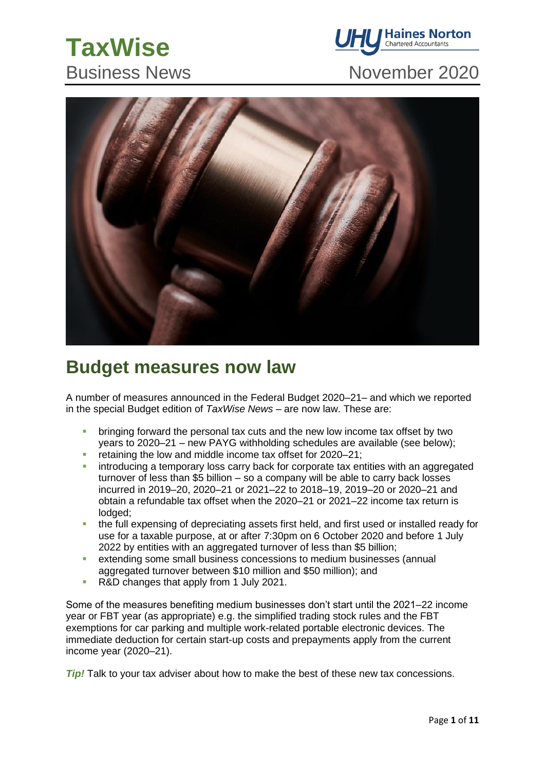# TaxWise

Business News

November 2020

## Budget measures now law

A number of measures announced in the Federal Budget 2020–21– and which we reported in the special Budget edition of *TaxWise News* – are now law. These are:

- bringing forward the personal tax cuts and the new low income tax offset by two years to 2020–21 – new PAYG withholding schedules are available (see below);
- retaining the low and middle income tax offset for 2020–21;
- introducing a temporary loss carry back for corporate tax entities with an aggregated turnover of less than $5 billion – so a company will be able to carry back losses incurred in 2019–20, 2020–21 or 2021–22 to 2018–19, 2019–20 or 2020–21 and obtain a refundable tax offset when the 2020–21 or 2021–22 income tax return is lodged;
- the full expensing of depreciating assets first held, and first used or installed ready for use for a taxable purpose, at or after 7:30pm on 6 October 2020 and before 1 July 2022 by entities with an aggregated turnover of less than $5 billion;
- extending some small business concessions to medium businesses (annual aggregated turnover between $10 million and $50 million); and
- R&D changes that apply from 1 July 2021.

Some of the measures benefiting medium businesses don't start until the 2021–22 income year or FBT year (as appropriate) e.g. the simplified trading stock rules and the FBT exemptions for car parking and multiple work-related portable electronic devices. The immediate deduction for certain start-up costs and prepayments apply from the current income year (2020–21).

***Tip!*** Talk to your tax adviser about how to make the best of these new tax concessions.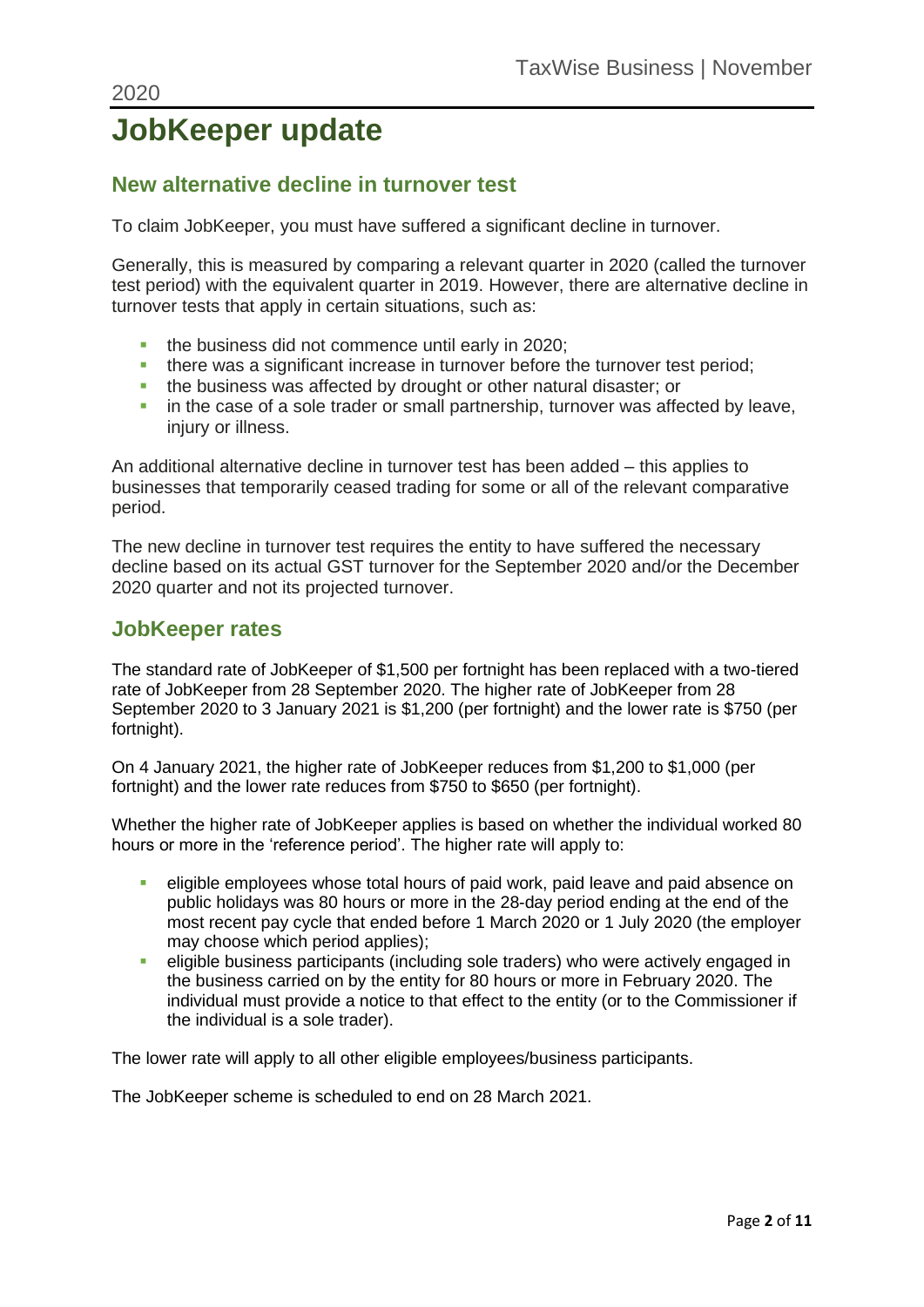# JobKeeper update

## New alternative decline in turnover test

To claim JobKeeper, you must have suffered a significant decline in turnover.

Generally, this is measured by comparing a relevant quarter in 2020 (called the turnover test period) with the equivalent quarter in 2019. However, there are alternative decline in turnover tests that apply in certain situations, such as:

- the business did not commence until early in 2020;
- there was a significant increase in turnover before the turnover test period;
- the business was affected by drought or other natural disaster; or
- in the case of a sole trader or small partnership, turnover was affected by leave, injury or illness.

An additional alternative decline in turnover test has been added – this applies to businesses that temporarily ceased trading for some or all of the relevant comparative period.

The new decline in turnover test requires the entity to have suffered the necessary decline based on its actual GST turnover for the September 2020 and/or the December 2020 quarter and not its projected turnover.

## JobKeeper rates

The standard rate of JobKeeper of $1,500 per fortnight has been replaced with a two-tiered rate of JobKeeper from 28 September 2020. The higher rate of JobKeeper from 28 September 2020 to 3 January 2021 is $1,200 (per fortnight) and the lower rate is $750 (per fortnight).

On 4 January 2021, the higher rate of JobKeeper reduces from $1,200 to $1,000 (per fortnight) and the lower rate reduces from $750 to $650 (per fortnight).

Whether the higher rate of JobKeeper applies is based on whether the individual worked 80 hours or more in the 'reference period'. The higher rate will apply to:

- eligible employees whose total hours of paid work, paid leave and paid absence on public holidays was 80 hours or more in the 28-day period ending at the end of the most recent pay cycle that ended before 1 March 2020 or 1 July 2020 (the employer may choose which period applies);
- eligible business participants (including sole traders) who were actively engaged in the business carried on by the entity for 80 hours or more in February 2020. The individual must provide a notice to that effect to the entity (or to the Commissioner if the individual is a sole trader).

The lower rate will apply to all other eligible employees/business participants.

The JobKeeper scheme is scheduled to end on 28 March 2021.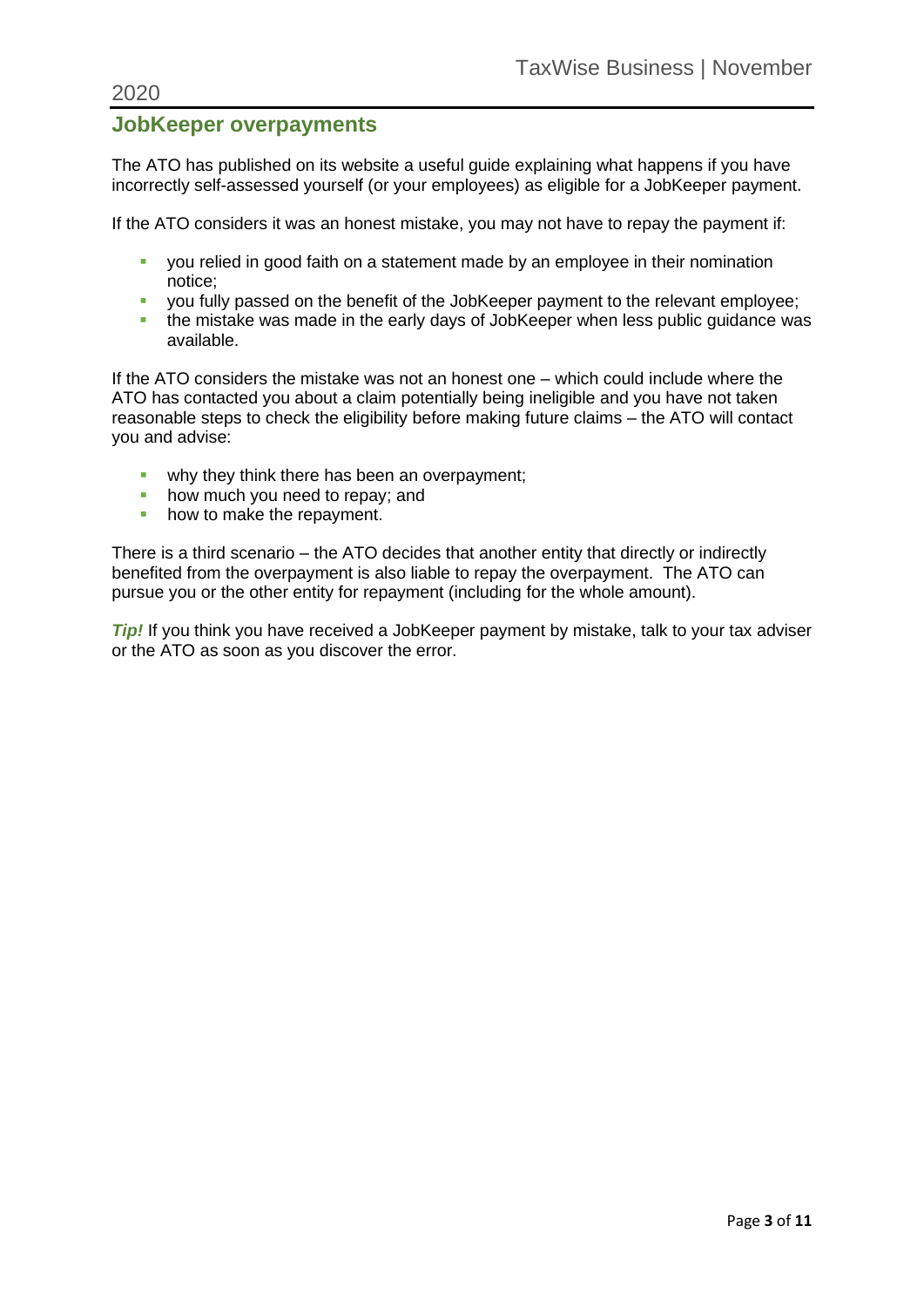## JobKeeper overpayments

The ATO has published on its website a useful guide explaining what happens if you have incorrectly self-assessed yourself (or your employees) as eligible for a JobKeeper payment.

If the ATO considers it was an honest mistake, you may not have to repay the payment if:

- you relied in good faith on a statement made by an employee in their nomination notice;
- you fully passed on the benefit of the JobKeeper payment to the relevant employee;
- the mistake was made in the early days of JobKeeper when less public guidance was available.

If the ATO considers the mistake was not an honest one – which could include where the ATO has contacted you about a claim potentially being ineligible and you have not taken reasonable steps to check the eligibility before making future claims – the ATO will contact you and advise:

- why they think there has been an overpayment;
- how much you need to repay; and
- how to make the repayment.

There is a third scenario – the ATO decides that another entity that directly or indirectly benefited from the overpayment is also liable to repay the overpayment. The ATO can pursue you or the other entity for repayment (including for the whole amount).

***Tip!*** If you think you have received a JobKeeper payment by mistake, talk to your tax adviser or the ATO as soon as you discover the error.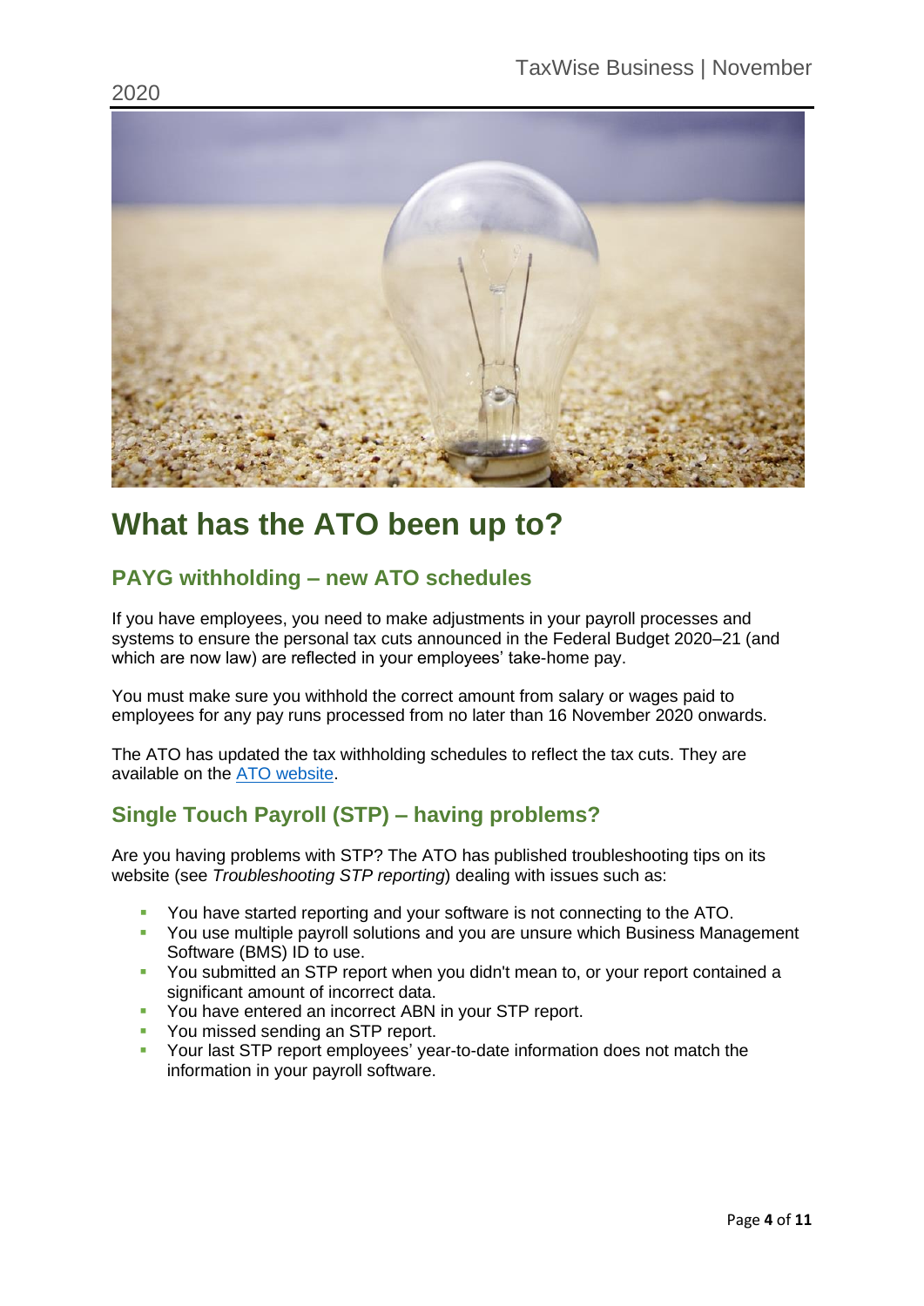# What has the ATO been up to?

## PAYG withholding – new ATO schedules

If you have employees, you need to make adjustments in your payroll processes and systems to ensure the personal tax cuts announced in the Federal Budget 2020–21 (and which are now law) are reflected in your employees' take-home pay.

You must make sure you withhold the correct amount from salary or wages paid to employees for any pay runs processed from no later than 16 November 2020 onwards.

The ATO has updated the tax withholding schedules to reflect the tax cuts. They are available on the ATO website.

## Single Touch Payroll (STP) – having problems?

Are you having problems with STP? The ATO has published troubleshooting tips on its website (see *Troubleshooting STP reporting*) dealing with issues such as:

- You have started reporting and your software is not connecting to the ATO.
- You use multiple payroll solutions and you are unsure which Business Management Software (BMS) ID to use.
- You submitted an STP report when you didn't mean to, or your report contained a significant amount of incorrect data.
- You have entered an incorrect ABN in your STP report.
- You missed sending an STP report.
- Your last STP report employees' year-to-date information does not match the information in your payroll software.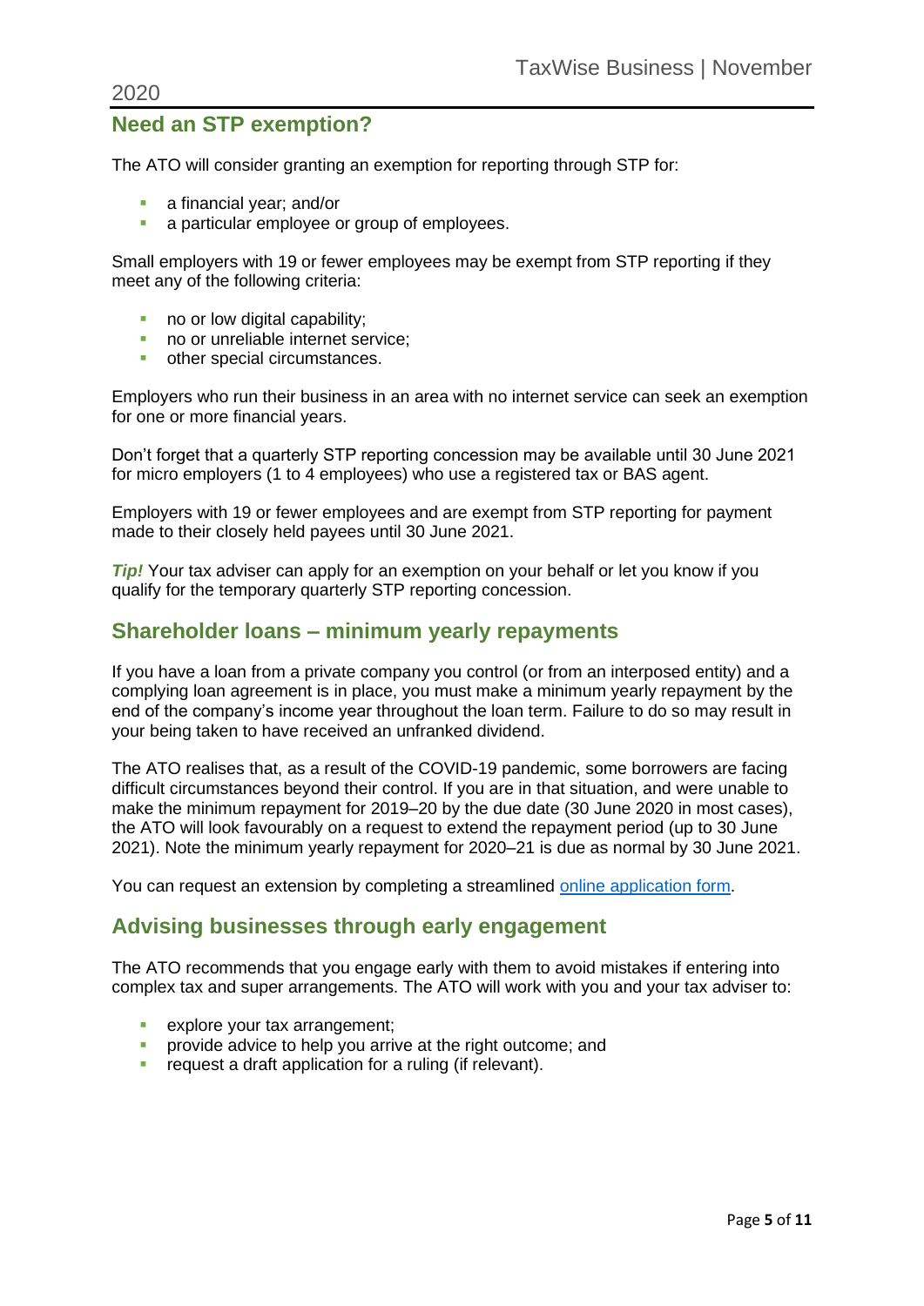## Need an STP exemption?

The ATO will consider granting an exemption for reporting through STP for:

- a financial year; and/or
- a particular employee or group of employees.

Small employers with 19 or fewer employees may be exempt from STP reporting if they meet any of the following criteria:

- no or low digital capability;
- no or unreliable internet service;
- other special circumstances.

Employers who run their business in an area with no internet service can seek an exemption for one or more financial years.

Don't forget that a quarterly STP reporting concession may be available until 30 June 2021 for micro employers (1 to 4 employees) who use a registered tax or BAS agent.

Employers with 19 or fewer employees and are exempt from STP reporting for payment made to their closely held payees until 30 June 2021.

***Tip!*** Your tax adviser can apply for an exemption on your behalf or let you know if you qualify for the temporary quarterly STP reporting concession.

## Shareholder loans – minimum yearly repayments

If you have a loan from a private company you control (or from an interposed entity) and a complying loan agreement is in place, you must make a minimum yearly repayment by the end of the company's income year throughout the loan term. Failure to do so may result in your being taken to have received an unfranked dividend.

The ATO realises that, as a result of the COVID-19 pandemic, some borrowers are facing difficult circumstances beyond their control. If you are in that situation, and were unable to make the minimum repayment for 2019–20 by the due date (30 June 2020 in most cases), the ATO will look favourably on a request to extend the repayment period (up to 30 June 2021). Note the minimum yearly repayment for 2020–21 is due as normal by 30 June 2021.

You can request an extension by completing a streamlined online application form.

## Advising businesses through early engagement

The ATO recommends that you engage early with them to avoid mistakes if entering into complex tax and super arrangements. The ATO will work with you and your tax adviser to:

- explore your tax arrangement;
- provide advice to help you arrive at the right outcome; and
- request a draft application for a ruling (if relevant).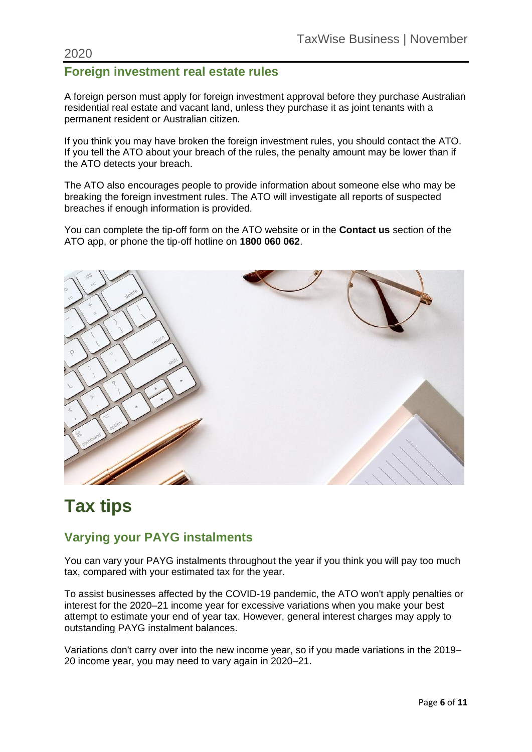## Foreign investment real estate rules

A foreign person must apply for foreign investment approval before they purchase Australian residential real estate and vacant land, unless they purchase it as joint tenants with a permanent resident or Australian citizen.

If you think you may have broken the foreign investment rules, you should contact the ATO. If you tell the ATO about your breach of the rules, the penalty amount may be lower than if the ATO detects your breach.

The ATO also encourages people to provide information about someone else who may be breaking the foreign investment rules. The ATO will investigate all reports of suspected breaches if enough information is provided.

You can complete the tip-off form on the ATO website or in the **Contact us** section of the ATO app, or phone the tip-off hotline on **1800 060 062**.

# Tax tips

## Varying your PAYG instalments

You can vary your PAYG instalments throughout the year if you think you will pay too much tax, compared with your estimated tax for the year.

To assist businesses affected by the COVID-19 pandemic, the ATO won't apply penalties or interest for the 2020–21 income year for excessive variations when you make your best attempt to estimate your end of year tax. However, general interest charges may apply to outstanding PAYG instalment balances.

Variations don't carry over into the new income year, so if you made variations in the 2019–20 income year, you may need to vary again in 2020–21.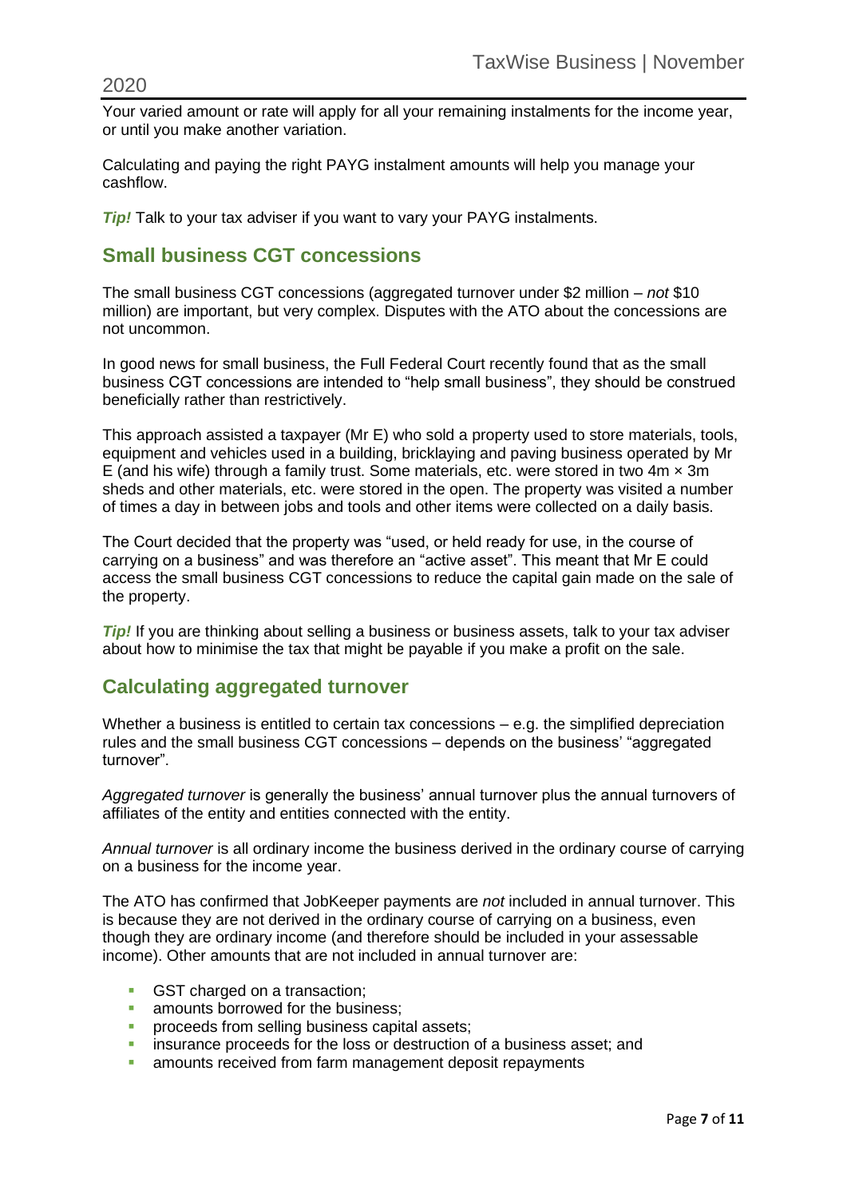Your varied amount or rate will apply for all your remaining instalments for the income year, or until you make another variation.

Calculating and paying the right PAYG instalment amounts will help you manage your cashflow.

***Tip!*** Talk to your tax adviser if you want to vary your PAYG instalments.

## Small business CGT concessions

The small business CGT concessions (aggregated turnover under $2 million – *not* $10 million) are important, but very complex. Disputes with the ATO about the concessions are not uncommon.

In good news for small business, the Full Federal Court recently found that as the small business CGT concessions are intended to "help small business", they should be construed beneficially rather than restrictively.

This approach assisted a taxpayer (Mr E) who sold a property used to store materials, tools, equipment and vehicles used in a building, bricklaying and paving business operated by Mr E (and his wife) through a family trust. Some materials, etc. were stored in two 4m × 3m sheds and other materials, etc. were stored in the open. The property was visited a number of times a day in between jobs and tools and other items were collected on a daily basis.

The Court decided that the property was "used, or held ready for use, in the course of carrying on a business" and was therefore an "active asset". This meant that Mr E could access the small business CGT concessions to reduce the capital gain made on the sale of the property.

***Tip!*** If you are thinking about selling a business or business assets, talk to your tax adviser about how to minimise the tax that might be payable if you make a profit on the sale.

## Calculating aggregated turnover

Whether a business is entitled to certain tax concessions – e.g. the simplified depreciation rules and the small business CGT concessions – depends on the business' "aggregated turnover".

*Aggregated turnover* is generally the business' annual turnover plus the annual turnovers of affiliates of the entity and entities connected with the entity.

*Annual turnover* is all ordinary income the business derived in the ordinary course of carrying on a business for the income year.

The ATO has confirmed that JobKeeper payments are *not* included in annual turnover. This is because they are not derived in the ordinary course of carrying on a business, even though they are ordinary income (and therefore should be included in your assessable income). Other amounts that are not included in annual turnover are:

- GST charged on a transaction;
- amounts borrowed for the business;
- proceeds from selling business capital assets;
- insurance proceeds for the loss or destruction of a business asset; and
- amounts received from farm management deposit repayments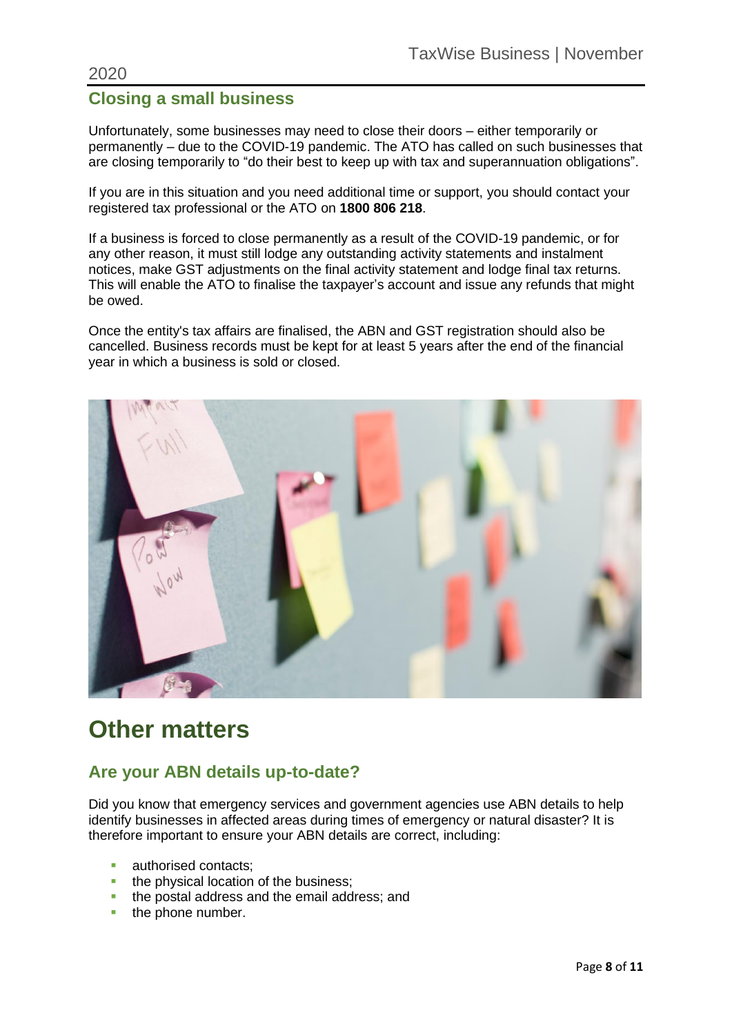## Closing a small business

Unfortunately, some businesses may need to close their doors – either temporarily or permanently – due to the COVID-19 pandemic. The ATO has called on such businesses that are closing temporarily to "do their best to keep up with tax and superannuation obligations".

If you are in this situation and you need additional time or support, you should contact your registered tax professional or the ATO on **1800 806 218**.

If a business is forced to close permanently as a result of the COVID-19 pandemic, or for any other reason, it must still lodge any outstanding activity statements and instalment notices, make GST adjustments on the final activity statement and lodge final tax returns. This will enable the ATO to finalise the taxpayer's account and issue any refunds that might be owed.

Once the entity's tax affairs are finalised, the ABN and GST registration should also be cancelled. Business records must be kept for at least 5 years after the end of the financial year in which a business is sold or closed.

# Other matters

## Are your ABN details up-to-date?

Did you know that emergency services and government agencies use ABN details to help identify businesses in affected areas during times of emergency or natural disaster? It is therefore important to ensure your ABN details are correct, including:

- authorised contacts;
- the physical location of the business;
- the postal address and the email address; and
- the phone number.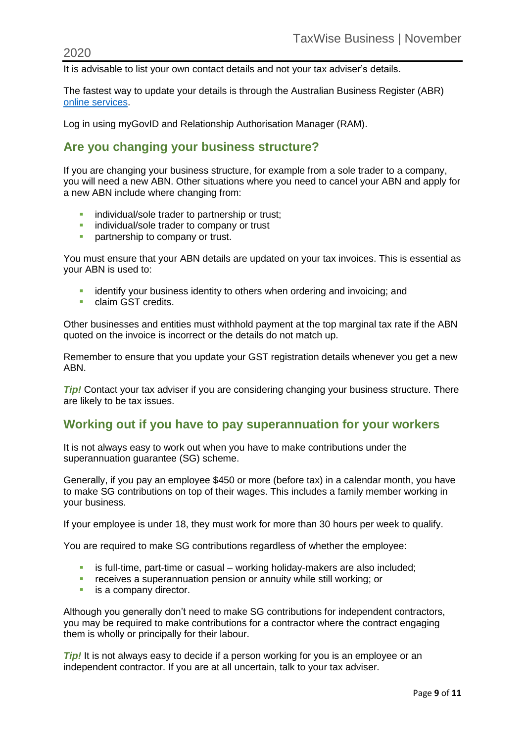It is advisable to list your own contact details and not your tax adviser's details.

The fastest way to update your details is through the Australian Business Register (ABR) [online services](online services).

Log in using myGovID and Relationship Authorisation Manager (RAM).

## Are you changing your business structure?

If you are changing your business structure, for example from a sole trader to a company, you will need a new ABN. Other situations where you need to cancel your ABN and apply for a new ABN include where changing from:

- individual/sole trader to partnership or trust;
- individual/sole trader to company or trust
- partnership to company or trust.

You must ensure that your ABN details are updated on your tax invoices. This is essential as your ABN is used to:

- identify your business identity to others when ordering and invoicing; and
- claim GST credits.

Other businesses and entities must withhold payment at the top marginal tax rate if the ABN quoted on the invoice is incorrect or the details do not match up.

Remember to ensure that you update your GST registration details whenever you get a new ABN.

***Tip!*** Contact your tax adviser if you are considering changing your business structure. There are likely to be tax issues.

## Working out if you have to pay superannuation for your workers

It is not always easy to work out when you have to make contributions under the superannuation guarantee (SG) scheme.

Generally, if you pay an employee $450 or more (before tax) in a calendar month, you have to make SG contributions on top of their wages. This includes a family member working in your business.

If your employee is under 18, they must work for more than 30 hours per week to qualify.

You are required to make SG contributions regardless of whether the employee:

- is full-time, part-time or casual – working holiday-makers are also included;
- receives a superannuation pension or annuity while still working; or
- is a company director.

Although you generally don't need to make SG contributions for independent contractors, you may be required to make contributions for a contractor where the contract engaging them is wholly or principally for their labour.

***Tip!*** It is not always easy to decide if a person working for you is an employee or an independent contractor. If you are at all uncertain, talk to your tax adviser.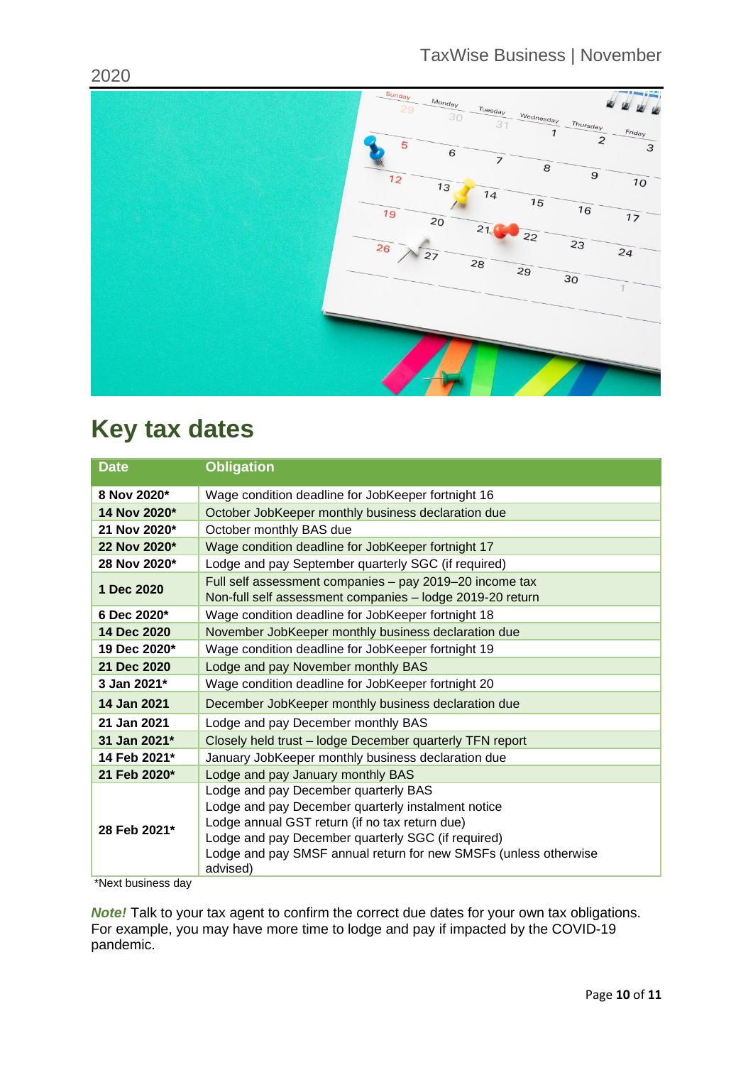# Key tax dates

| Date | Obligation |
|---|---|
| **8 Nov 2020*** | Wage condition deadline for JobKeeper fortnight 16 |
| **14 Nov 2020*** | October JobKeeper monthly business declaration due |
| **21 Nov 2020*** | October monthly BAS due |
| **22 Nov 2020*** | Wage condition deadline for JobKeeper fortnight 17 |
| **28 Nov 2020*** | Lodge and pay September quarterly SGC (if required) |
| **1 Dec 2020** | Full self assessment companies – pay 2019–20 income tax<br>Non-full self assessment companies – lodge 2019-20 return |
| **6 Dec 2020*** | Wage condition deadline for JobKeeper fortnight 18 |
| **14 Dec 2020** | November JobKeeper monthly business declaration due |
| **19 Dec 2020*** | Wage condition deadline for JobKeeper fortnight 19 |
| **21 Dec 2020** | Lodge and pay November monthly BAS |
| **3 Jan 2021*** | Wage condition deadline for JobKeeper fortnight 20 |
| **14 Jan 2021** | December JobKeeper monthly business declaration due |
| **21 Jan 2021** | Lodge and pay December monthly BAS |
| **31 Jan 2021*** | Closely held trust – lodge December quarterly TFN report |
| **14 Feb 2021*** | January JobKeeper monthly business declaration due |
| **21 Feb 2020*** | Lodge and pay January monthly BAS |
| **28 Feb 2021*** | Lodge and pay December quarterly BAS<br>Lodge and pay December quarterly instalment notice<br>Lodge annual GST return (if no tax return due)<br>Lodge and pay December quarterly SGC (if required)<br>Lodge and pay SMSF annual return for new SMSFs (unless otherwise advised) |

*Next business day

***Note!*** Talk to your tax agent to confirm the correct due dates for your own tax obligations. For example, you may have more time to lodge and pay if impacted by the COVID-19 pandemic.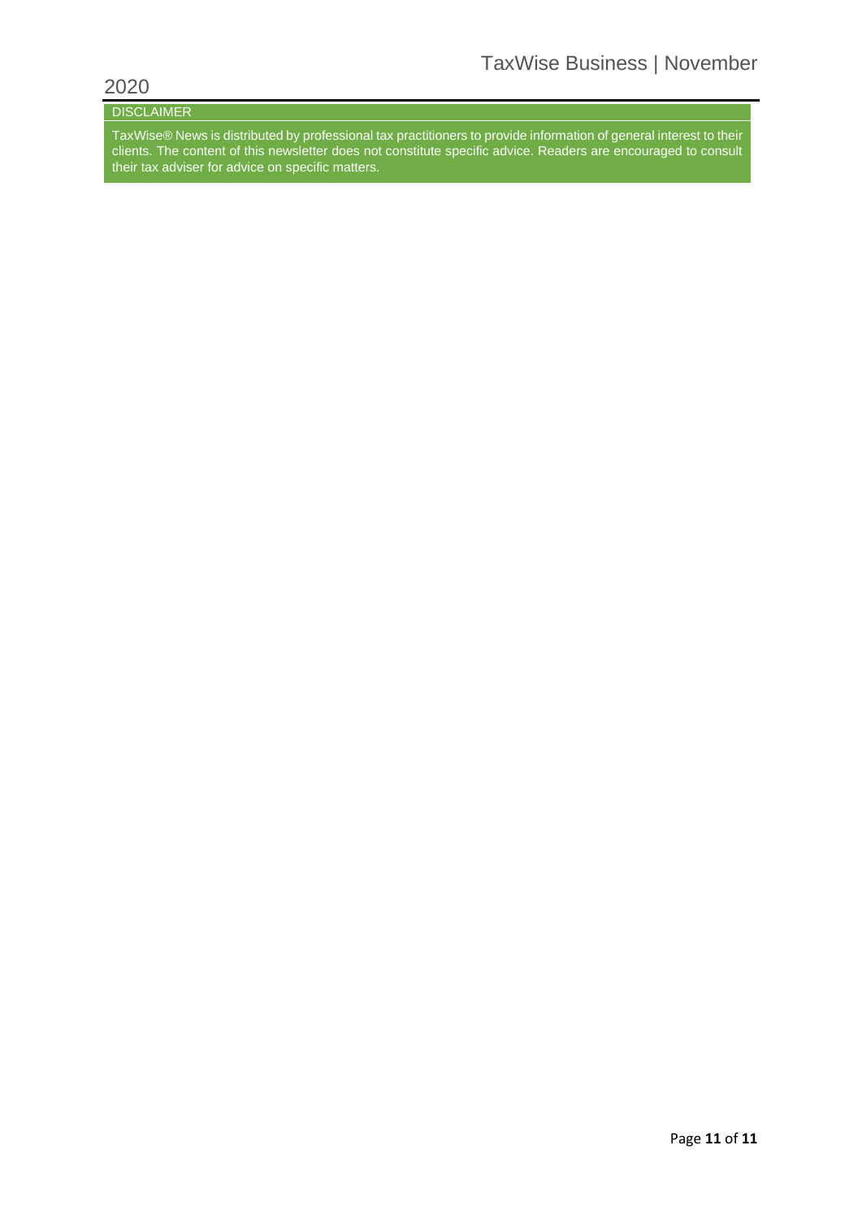## DISCLAIMER

TaxWise® News is distributed by professional tax practitioners to provide information of general interest to their clients. The content of this newsletter does not constitute specific advice. Readers are encouraged to consult their tax adviser for advice on specific matters.